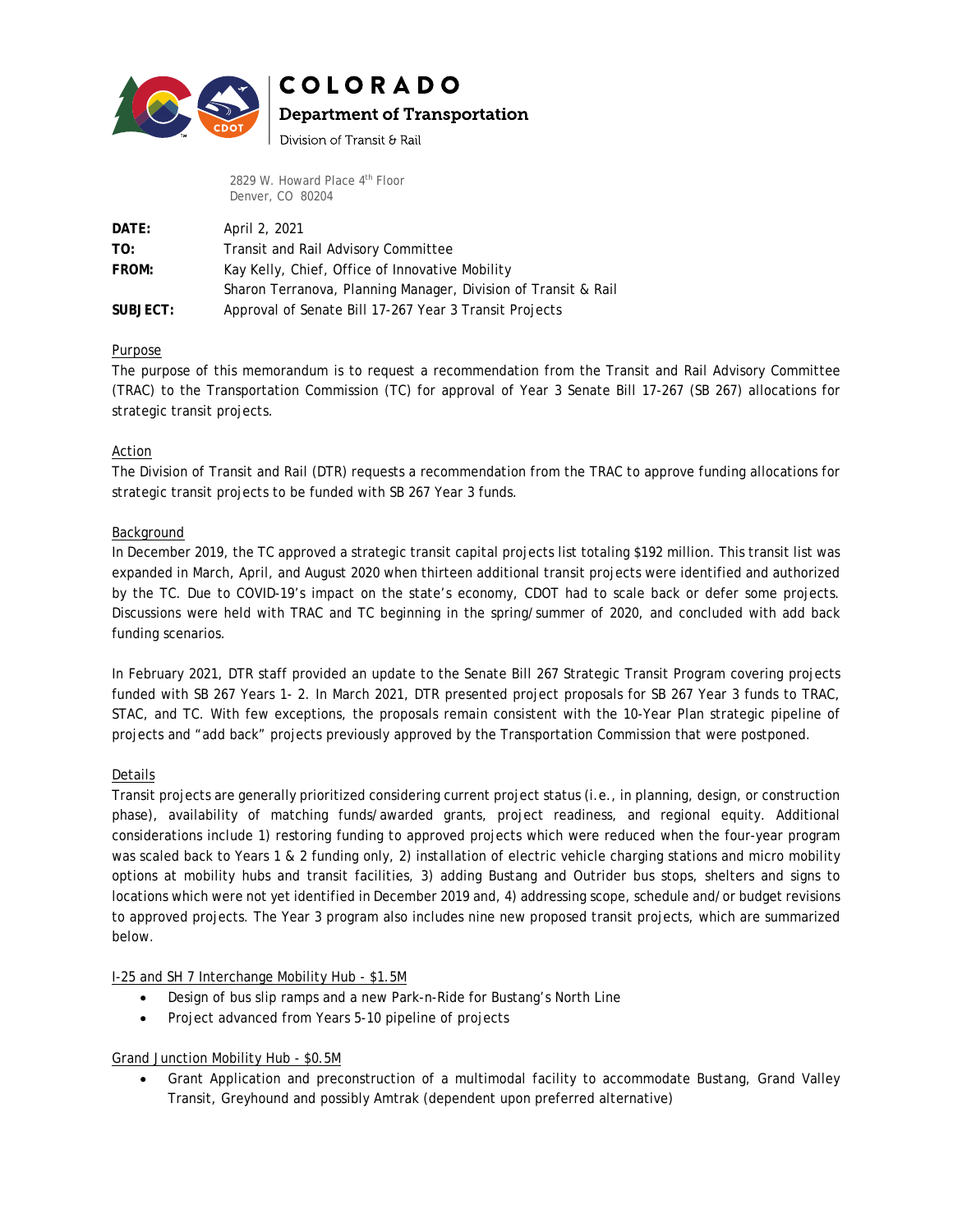# COLORADO

## Department of Transportation

Division of Transit & Rail

2829 W. Howard Place 4th Floor
Denver, CO 80204

**DATE:** April 2, 2021
**TO:** Transit and Rail Advisory Committee
**FROM:** Kay Kelly, Chief, Office of Innovative Mobility
Sharon Terranova, Planning Manager, Division of Transit & Rail
**SUBJECT:** Approval of Senate Bill 17-267 Year 3 Transit Projects

Purpose

The purpose of this memorandum is to request a recommendation from the Transit and Rail Advisory Committee (TRAC) to the Transportation Commission (TC) for approval of Year 3 Senate Bill 17-267 (SB 267) allocations for strategic transit projects.

Action

The Division of Transit and Rail (DTR) requests a recommendation from the TRAC to approve funding allocations for strategic transit projects to be funded with SB 267 Year 3 funds.

Background

In December 2019, the TC approved a strategic transit capital projects list totaling $192 million. This transit list was expanded in March, April, and August 2020 when thirteen additional transit projects were identified and authorized by the TC. Due to COVID-19's impact on the state's economy, CDOT had to scale back or defer some projects. Discussions were held with TRAC and TC beginning in the spring/summer of 2020, and concluded with add back funding scenarios.

In February 2021, DTR staff provided an update to the Senate Bill 267 Strategic Transit Program covering projects funded with SB 267 Years 1- 2. In March 2021, DTR presented project proposals for SB 267 Year 3 funds to TRAC, STAC, and TC. With few exceptions, the proposals remain consistent with the 10-Year Plan strategic pipeline of projects and "add back" projects previously approved by the Transportation Commission that were postponed.

Details

Transit projects are generally prioritized considering current project status (i.e., in planning, design, or construction phase), availability of matching funds/awarded grants, project readiness, and regional equity. Additional considerations include 1) restoring funding to approved projects which were reduced when the four-year program was scaled back to Years 1 & 2 funding only, 2) installation of electric vehicle charging stations and micro mobility options at mobility hubs and transit facilities, 3) adding Bustang and Outrider bus stops, shelters and signs to locations which were not yet identified in December 2019 and, 4) addressing scope, schedule and/or budget revisions to approved projects. The Year 3 program also includes nine new proposed transit projects, which are summarized below.

I-25 and SH 7 Interchange Mobility Hub - $1.5M

- Design of bus slip ramps and a new Park-n-Ride for Bustang's North Line
- Project advanced from Years 5-10 pipeline of projects

Grand Junction Mobility Hub - $0.5M

- Grant Application and preconstruction of a multimodal facility to accommodate Bustang, Grand Valley Transit, Greyhound and possibly Amtrak (dependent upon preferred alternative)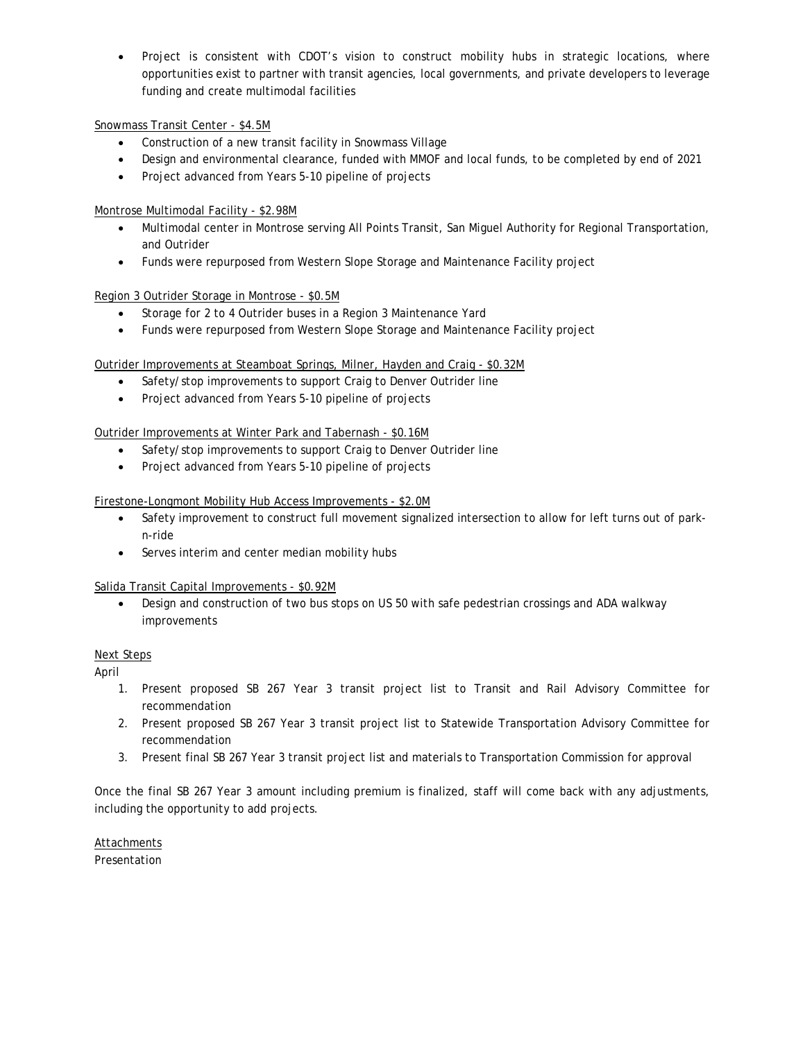- Project is consistent with CDOT's vision to construct mobility hubs in strategic locations, where opportunities exist to partner with transit agencies, local governments, and private developers to leverage funding and create multimodal facilities

Snowmass Transit Center - $4.5M

- Construction of a new transit facility in Snowmass Village
- Design and environmental clearance, funded with MMOF and local funds, to be completed by end of 2021
- Project advanced from Years 5-10 pipeline of projects

Montrose Multimodal Facility - $2.98M

- Multimodal center in Montrose serving All Points Transit, San Miguel Authority for Regional Transportation, and Outrider
- Funds were repurposed from Western Slope Storage and Maintenance Facility project

Region 3 Outrider Storage in Montrose - $0.5M

- Storage for 2 to 4 Outrider buses in a Region 3 Maintenance Yard
- Funds were repurposed from Western Slope Storage and Maintenance Facility project

Outrider Improvements at Steamboat Springs, Milner, Hayden and Craig - $0.32M

- Safety/stop improvements to support Craig to Denver Outrider line
- Project advanced from Years 5-10 pipeline of projects

Outrider Improvements at Winter Park and Tabernash - $0.16M

- Safety/stop improvements to support Craig to Denver Outrider line
- Project advanced from Years 5-10 pipeline of projects

Firestone-Longmont Mobility Hub Access Improvements - $2.0M

- Safety improvement to construct full movement signalized intersection to allow for left turns out of park-n-ride
- Serves interim and center median mobility hubs

Salida Transit Capital Improvements - $0.92M

- Design and construction of two bus stops on US 50 with safe pedestrian crossings and ADA walkway improvements

Next Steps

April

1. Present proposed SB 267 Year 3 transit project list to Transit and Rail Advisory Committee for recommendation
2. Present proposed SB 267 Year 3 transit project list to Statewide Transportation Advisory Committee for recommendation
3. Present final SB 267 Year 3 transit project list and materials to Transportation Commission for approval

Once the final SB 267 Year 3 amount including premium is finalized, staff will come back with any adjustments, including the opportunity to add projects.

Attachments

Presentation